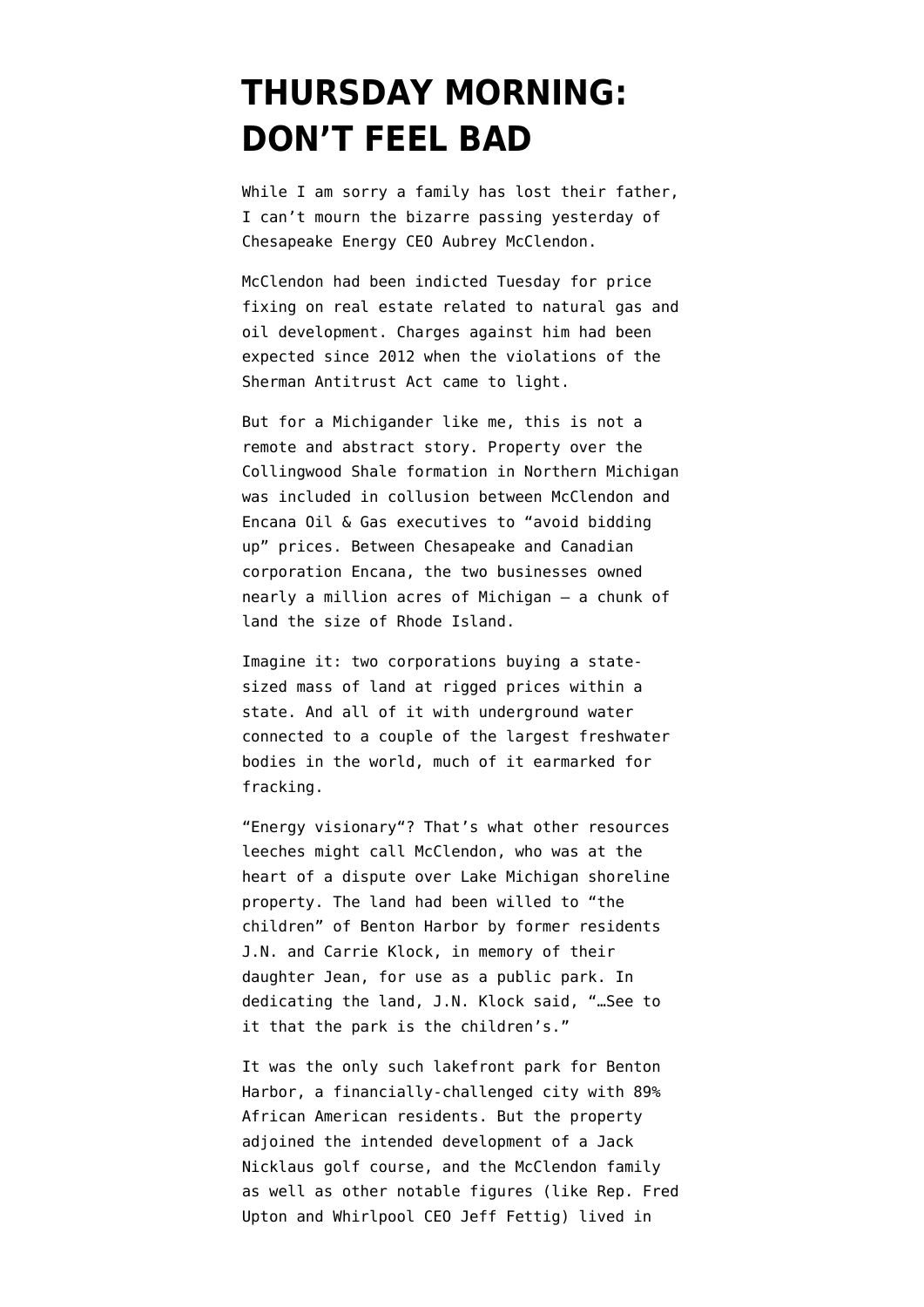# THURSDAY MORNING: DON'T FEEL BAD

While I am sorry a family has lost their father, I can't mourn the bizarre passing yesterday of Chesapeake Energy CEO Aubrey McClendon.

McClendon had been indicted Tuesday for price fixing on real estate related to natural gas and oil development. Charges against him had been expected since 2012 when the violations of the Sherman Antitrust Act came to light.

But for a Michigander like me, this is not a remote and abstract story. Property over the Collingwood Shale formation in Northern Michigan was included in collusion between McClendon and Encana Oil & Gas executives to "avoid bidding up" prices. Between Chesapeake and Canadian corporation Encana, the two businesses owned nearly a million acres of Michigan – a chunk of land the size of Rhode Island.

Imagine it: two corporations buying a state-sized mass of land at rigged prices within a state. And all of it with underground water connected to a couple of the largest freshwater bodies in the world, much of it earmarked for fracking.

"Energy visionary"? That's what other resources leeches might call McClendon, who was at the heart of a dispute over Lake Michigan shoreline property. The land had been willed to "the children" of Benton Harbor by former residents J.N. and Carrie Klock, in memory of their daughter Jean, for use as a public park. In dedicating the land, J.N. Klock said, "…See to it that the park is the children's."

It was the only such lakefront park for Benton Harbor, a financially-challenged city with 89% African American residents. But the property adjoined the intended development of a Jack Nicklaus golf course, and the McClendon family as well as other notable figures (like Rep. Fred Upton and Whirlpool CEO Jeff Fettig) lived in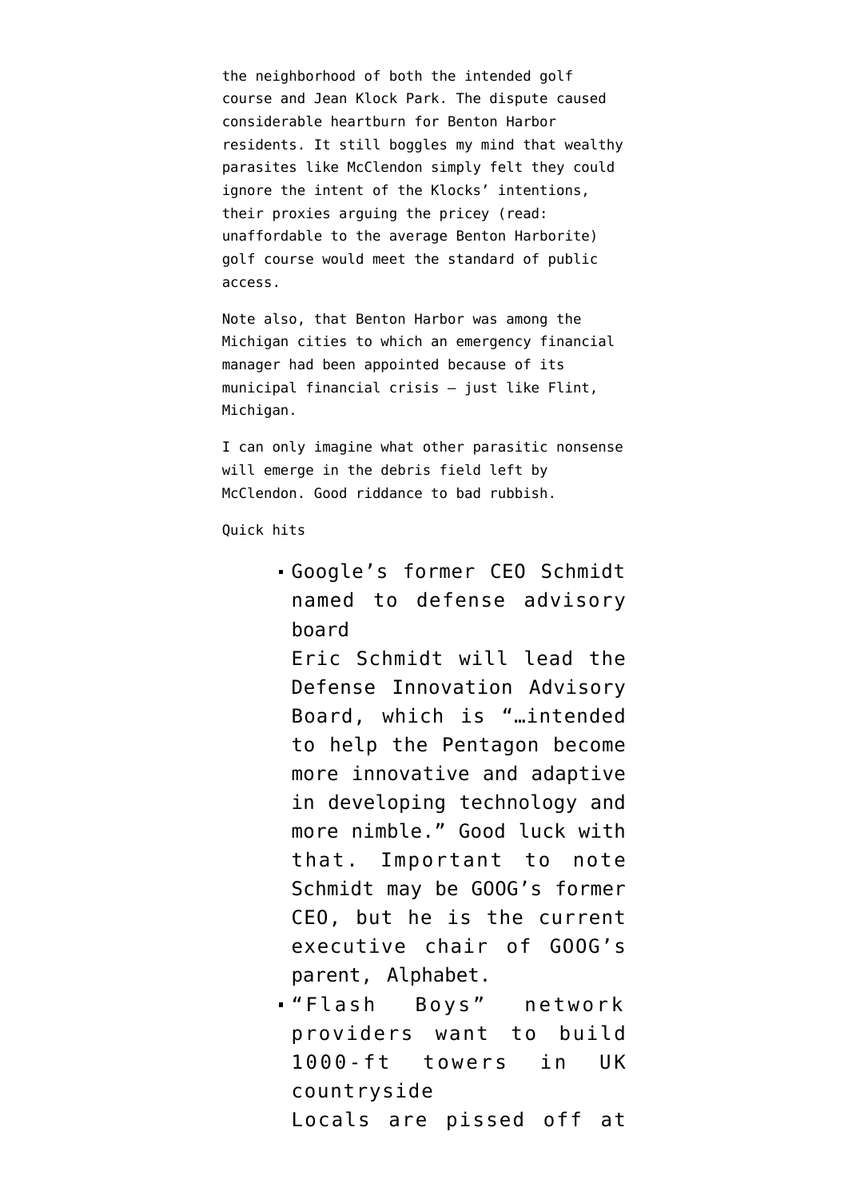the neighborhood of both the intended golf course and Jean Klock Park. The dispute caused considerable heartburn for Benton Harbor residents. It still boggles my mind that wealthy parasites like McClendon simply felt they could ignore the intent of the Klocks' intentions, their proxies arguing the pricey (read: unaffordable to the average Benton Harborite) golf course would meet the standard of public access.

Note also, that Benton Harbor was among the Michigan cities to which an emergency financial manager had been appointed because of its municipal financial crisis — just like Flint, Michigan.

I can only imagine what other parasitic nonsense will emerge in the debris field left by McClendon. Good riddance to bad rubbish.

Quick hits

- Google's former CEO Schmidt named to defense advisory board
  Eric Schmidt will lead the Defense Innovation Advisory Board, which is "…intended to help the Pentagon become more innovative and adaptive in developing technology and more nimble." Good luck with that. Important to note Schmidt may be GOOG's former CEO, but he is the current executive chair of GOOG's parent, Alphabet.
- "Flash Boys" network providers want to build 1000-ft towers in UK countryside
  Locals are pissed off at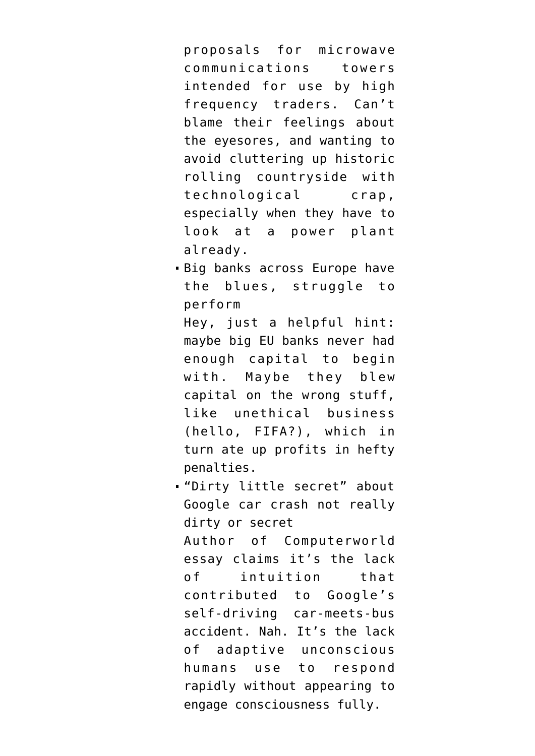proposals for microwave communications towers intended for use by high frequency traders. Can't blame their feelings about the eyesores, and wanting to avoid cluttering up historic rolling countryside with technological crap, especially when they have to look at a power plant already.

- Big banks across Europe have the blues, struggle to perform
  Hey, just a helpful hint: maybe big EU banks never had enough capital to begin with. Maybe they blew capital on the wrong stuff, like unethical business (hello, FIFA?), which in turn ate up profits in hefty penalties.
- "Dirty little secret" about Google car crash not really dirty or secret
  Author of Computerworld essay claims it's the lack of intuition that contributed to Google's self-driving car-meets-bus accident. Nah. It's the lack of adaptive unconscious humans use to respond rapidly without appearing to engage consciousness fully.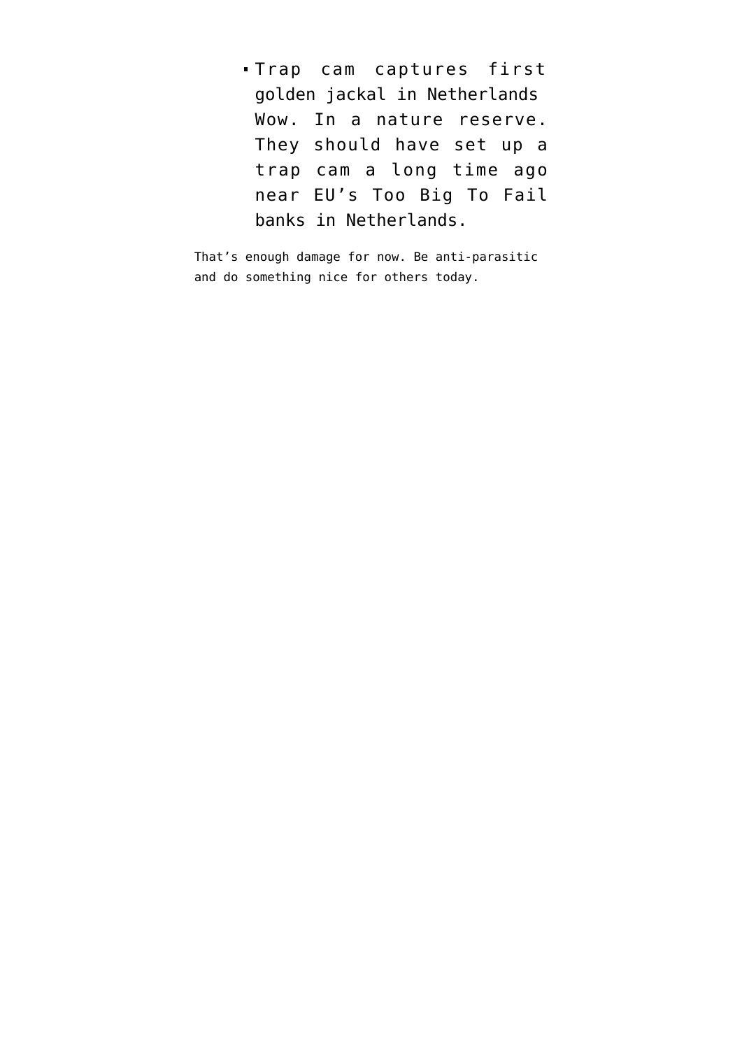- Trap cam captures first golden jackal in Netherlands Wow. In a nature reserve. They should have set up a trap cam a long time ago near EU's Too Big To Fail banks in Netherlands.

That's enough damage for now. Be anti-parasitic and do something nice for others today.